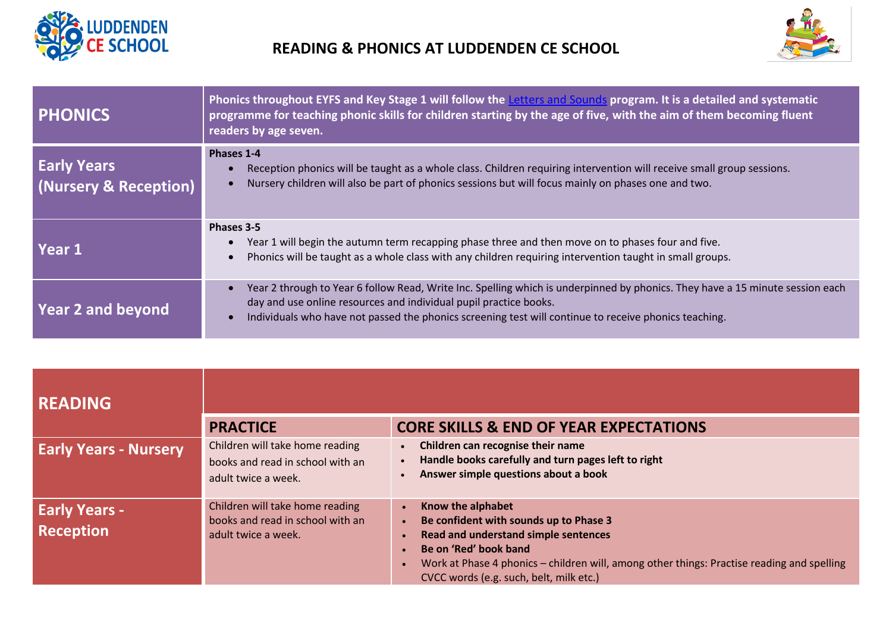# READING & PHONICS AT LUDDENDEN CE SCHOOL

| PHONICS | Phonics throughout EYFS and Key Stage 1 will follow the Letters and Sounds program. It is a detailed and systematic programme for teaching phonic skills for children starting by the age of five, with the aim of them becoming fluent readers by age seven. |
|---|---|
| Early Years (Nursery & Reception) | **Phases 1-4**<br>• Reception phonics will be taught as a whole class. Children requiring intervention will receive small group sessions.<br>• Nursery children will also be part of phonics sessions but will focus mainly on phases one and two. |
| Year 1 | **Phases 3-5**<br>• Year 1 will begin the autumn term recapping phase three and then move on to phases four and five.<br>• Phonics will be taught as a whole class with any children requiring intervention taught in small groups. |
| Year 2 and beyond | • Year 2 through to Year 6 follow Read, Write Inc. Spelling which is underpinned by phonics. They have a 15 minute session each day and use online resources and individual pupil practice books.<br>• Individuals who have not passed the phonics screening test will continue to receive phonics teaching. |

| READING | PRACTICE | CORE SKILLS & END OF YEAR EXPECTATIONS |
|---|---|---|
| Early Years - Nursery | Children will take home reading books and read in school with an adult twice a week. | • **Children can recognise their name**<br>• **Handle books carefully and turn pages left to right**<br>• **Answer simple questions about a book** |
| Early Years - Reception | Children will take home reading books and read in school with an adult twice a week. | • **Know the alphabet**<br>• **Be confident with sounds up to Phase 3**<br>• **Read and understand simple sentences**<br>• **Be on 'Red' book band**<br>• Work at Phase 4 phonics – children will, among other things: Practise reading and spelling CVCC words (e.g. such, belt, milk etc.) |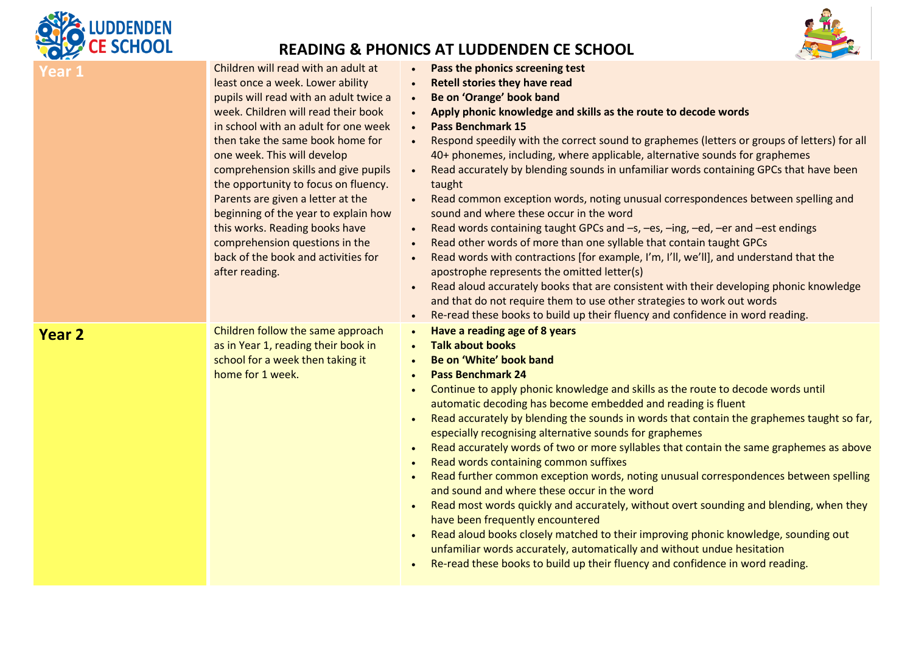# READING & PHONICS AT LUDDENDEN CE SCHOOL

| | | |
|---|---|---|
| **Year 1** | Children will read with an adult at least once a week. Lower ability pupils will read with an adult twice a week. Children will read their book in school with an adult for one week then take the same book home for one week. This will develop comprehension skills and give pupils the opportunity to focus on fluency. Parents are given a letter at the beginning of the year to explain how this works. Reading books have comprehension questions in the back of the book and activities for after reading. | • **Pass the phonics screening test**<br>• **Retell stories they have read**<br>• **Be on 'Orange' book band**<br>• **Apply phonic knowledge and skills as the route to decode words**<br>• **Pass Benchmark 15**<br>• Respond speedily with the correct sound to graphemes (letters or groups of letters) for all 40+ phonemes, including, where applicable, alternative sounds for graphemes<br>• Read accurately by blending sounds in unfamiliar words containing GPCs that have been taught<br>• Read common exception words, noting unusual correspondences between spelling and sound and where these occur in the word<br>• Read words containing taught GPCs and –s, –es, –ing, –ed, –er and –est endings<br>• Read other words of more than one syllable that contain taught GPCs<br>• Read words with contractions [for example, I'm, I'll, we'll], and understand that the apostrophe represents the omitted letter(s)<br>• Read aloud accurately books that are consistent with their developing phonic knowledge and that do not require them to use other strategies to work out words<br>• Re-read these books to build up their fluency and confidence in word reading. |
| **Year 2** | Children follow the same approach as in Year 1, reading their book in school for a week then taking it home for 1 week. | • **Have a reading age of 8 years**<br>• **Talk about books**<br>• **Be on 'White' book band**<br>• **Pass Benchmark 24**<br>• Continue to apply phonic knowledge and skills as the route to decode words until automatic decoding has become embedded and reading is fluent<br>• Read accurately by blending the sounds in words that contain the graphemes taught so far, especially recognising alternative sounds for graphemes<br>• Read accurately words of two or more syllables that contain the same graphemes as above<br>• Read words containing common suffixes<br>• Read further common exception words, noting unusual correspondences between spelling and sound and where these occur in the word<br>• Read most words quickly and accurately, without overt sounding and blending, when they have been frequently encountered<br>• Read aloud books closely matched to their improving phonic knowledge, sounding out unfamiliar words accurately, automatically and without undue hesitation<br>• Re-read these books to build up their fluency and confidence in word reading. |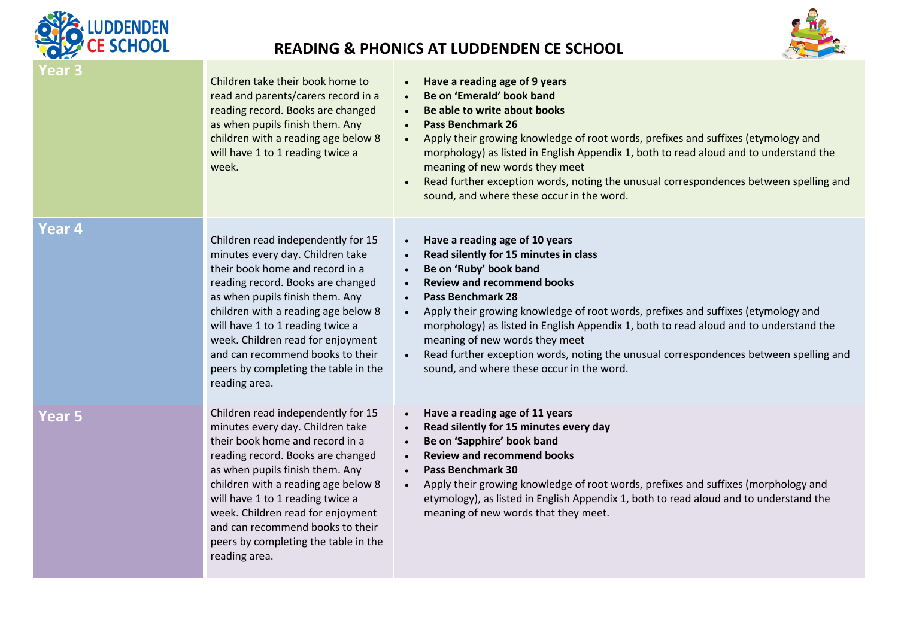# READING & PHONICS AT LUDDENDEN CE SCHOOL

| Year | | |
|---|---|---|
| **Year 3** | Children take their book home to read and parents/carers record in a reading record. Books are changed as when pupils finish them. Any children with a reading age below 8 will have 1 to 1 reading twice a week. | • **Have a reading age of 9 years**<br>• **Be on 'Emerald' book band**<br>• **Be able to write about books**<br>• **Pass Benchmark 26**<br>• Apply their growing knowledge of root words, prefixes and suffixes (etymology and morphology) as listed in English Appendix 1, both to read aloud and to understand the meaning of new words they meet<br>• Read further exception words, noting the unusual correspondences between spelling and sound, and where these occur in the word. |
| **Year 4** | Children read independently for 15 minutes every day. Children take their book home and record in a reading record. Books are changed as when pupils finish them. Any children with a reading age below 8 will have 1 to 1 reading twice a week. Children read for enjoyment and can recommend books to their peers by completing the table in the reading area. | • **Have a reading age of 10 years**<br>• **Read silently for 15 minutes in class**<br>• **Be on 'Ruby' book band**<br>• **Review and recommend books**<br>• **Pass Benchmark 28**<br>• Apply their growing knowledge of root words, prefixes and suffixes (etymology and morphology) as listed in English Appendix 1, both to read aloud and to understand the meaning of new words they meet<br>• Read further exception words, noting the unusual correspondences between spelling and sound, and where these occur in the word. |
| **Year 5** | Children read independently for 15 minutes every day. Children take their book home and record in a reading record. Books are changed as when pupils finish them. Any children with a reading age below 8 will have 1 to 1 reading twice a week. Children read for enjoyment and can recommend books to their peers by completing the table in the reading area. | • **Have a reading age of 11 years**<br>• **Read silently for 15 minutes every day**<br>• **Be on 'Sapphire' book band**<br>• **Review and recommend books**<br>• **Pass Benchmark 30**<br>• Apply their growing knowledge of root words, prefixes and suffixes (morphology and etymology), as listed in English Appendix 1, both to read aloud and to understand the meaning of new words that they meet. |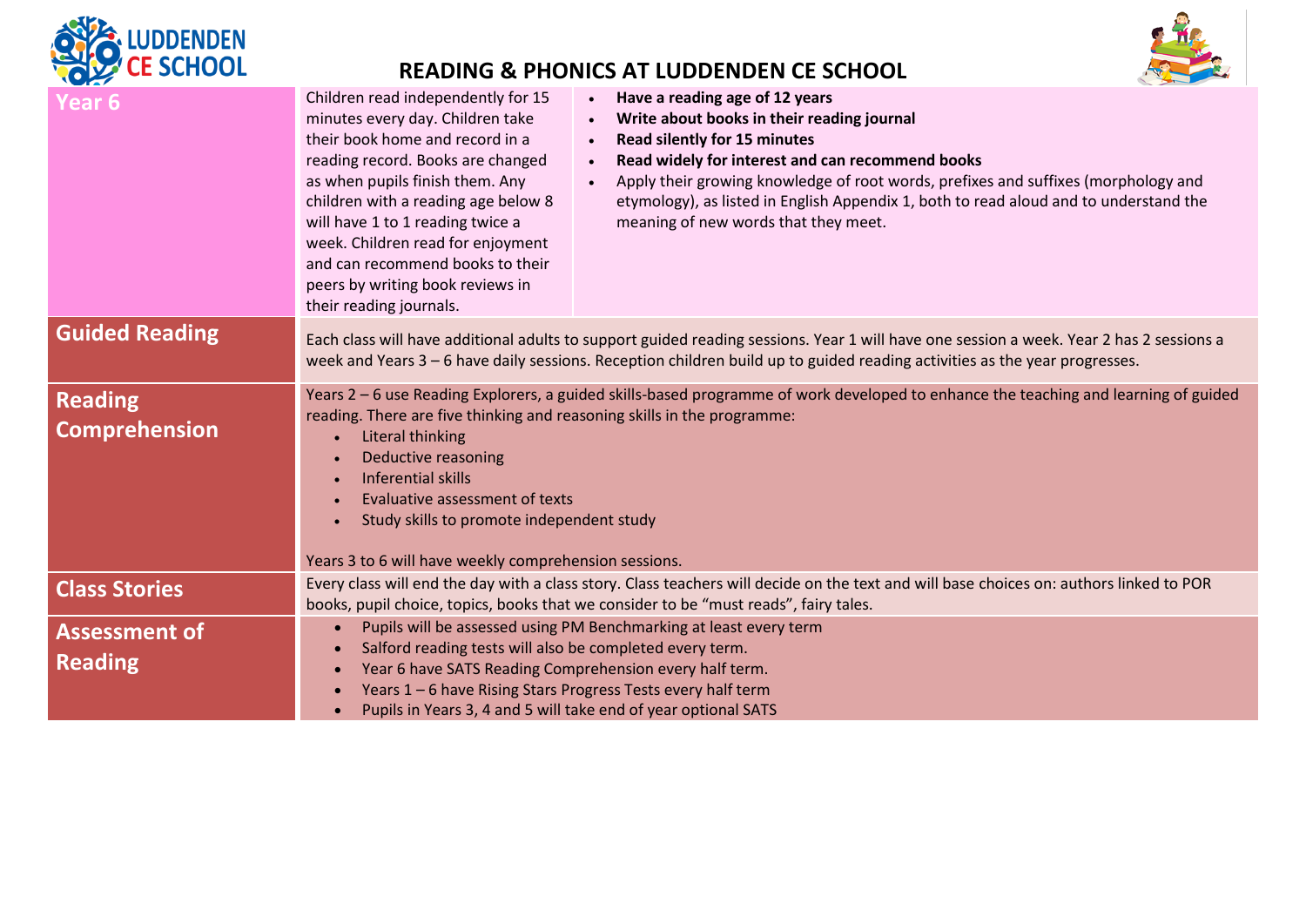# READING & PHONICS AT LUDDENDEN CE SCHOOL

| | | |
|---|---|---|
| **Year 6** | Children read independently for 15 minutes every day. Children take their book home and record in a reading record. Books are changed as when pupils finish them. Any children with a reading age below 8 will have 1 to 1 reading twice a week. Children read for enjoyment and can recommend books to their peers by writing book reviews in their reading journals. | • **Have a reading age of 12 years**<br>• **Write about books in their reading journal**<br>• **Read silently for 15 minutes**<br>• **Read widely for interest and can recommend books**<br>• Apply their growing knowledge of root words, prefixes and suffixes (morphology and etymology), as listed in English Appendix 1, both to read aloud and to understand the meaning of new words that they meet. |
| **Guided Reading** | Each class will have additional adults to support guided reading sessions. Year 1 will have one session a week. Year 2 has 2 sessions a week and Years 3 – 6 have daily sessions. Reception children build up to guided reading activities as the year progresses. | |
| **Reading Comprehension** | Years 2 – 6 use Reading Explorers, a guided skills-based programme of work developed to enhance the teaching and learning of guided reading. There are five thinking and reasoning skills in the programme:<br>• Literal thinking<br>• Deductive reasoning<br>• Inferential skills<br>• Evaluative assessment of texts<br>• Study skills to promote independent study<br><br>Years 3 to 6 will have weekly comprehension sessions. | |
| **Class Stories** | Every class will end the day with a class story. Class teachers will decide on the text and will base choices on: authors linked to POR books, pupil choice, topics, books that we consider to be "must reads", fairy tales. | |
| **Assessment of Reading** | • Pupils will be assessed using PM Benchmarking at least every term<br>• Salford reading tests will also be completed every term.<br>• Year 6 have SATS Reading Comprehension every half term.<br>• Years 1 – 6 have Rising Stars Progress Tests every half term<br>• Pupils in Years 3, 4 and 5 will take end of year optional SATS | |